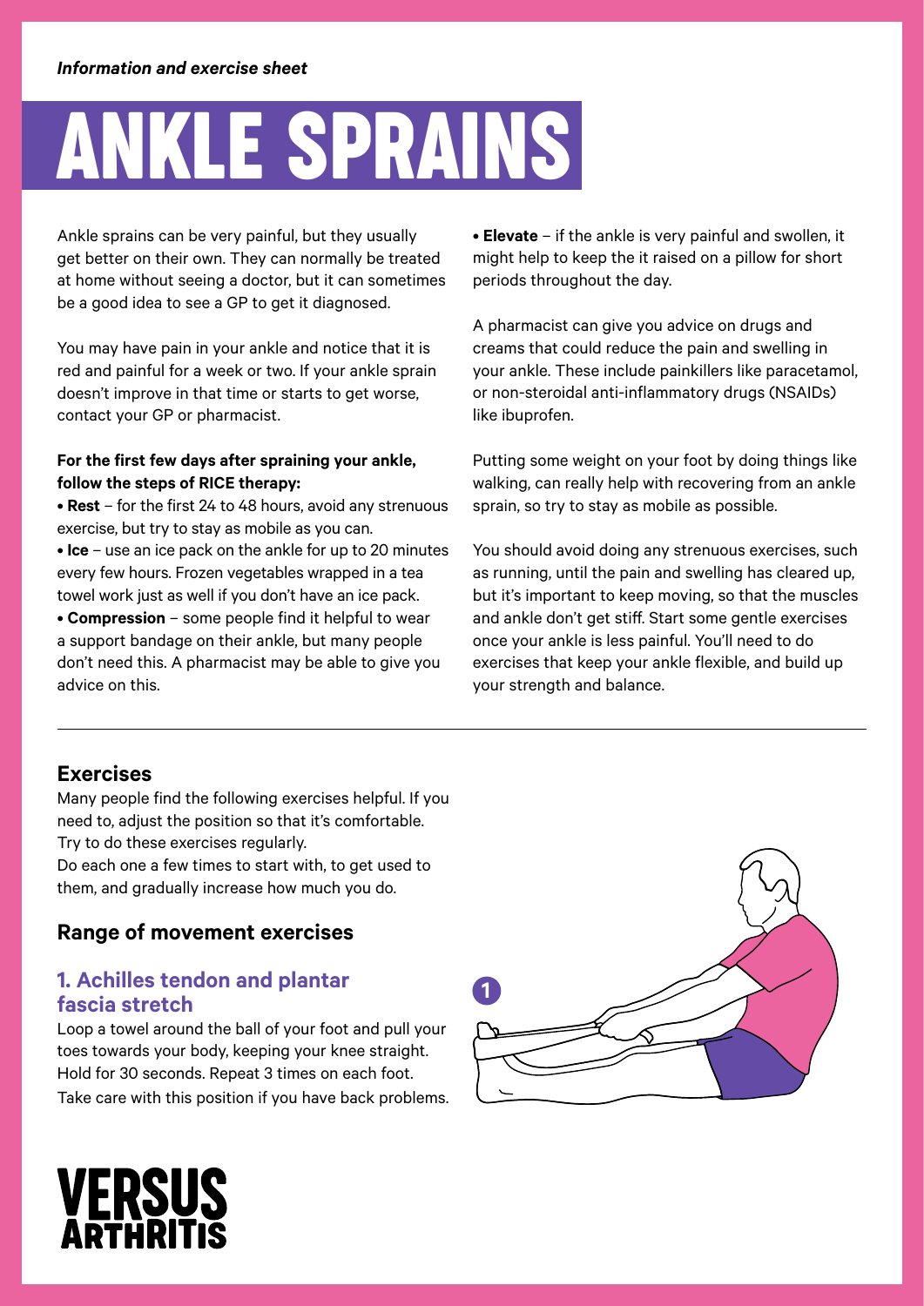*Information and exercise sheet*

# ANKLE SPRAINS

Ankle sprains can be very painful, but they usually get better on their own. They can normally be treated at home without seeing a doctor, but it can sometimes be a good idea to see a GP to get it diagnosed.

You may have pain in your ankle and notice that it is red and painful for a week or two. If your ankle sprain doesn't improve in that time or starts to get worse, contact your GP or pharmacist.

**For the first few days after spraining your ankle, follow the steps of RICE therapy:**

- **Rest** – for the first 24 to 48 hours, avoid any strenuous exercise, but try to stay as mobile as you can.
- **Ice** – use an ice pack on the ankle for up to 20 minutes every few hours. Frozen vegetables wrapped in a tea towel work just as well if you don't have an ice pack.
- **Compression** – some people find it helpful to wear a support bandage on their ankle, but many people don't need this. A pharmacist may be able to give you advice on this.
- **Elevate** – if the ankle is very painful and swollen, it might help to keep the it raised on a pillow for short periods throughout the day.

A pharmacist can give you advice on drugs and creams that could reduce the pain and swelling in your ankle. These include painkillers like paracetamol, or non-steroidal anti-inflammatory drugs (NSAIDs) like ibuprofen.

Putting some weight on your foot by doing things like walking, can really help with recovering from an ankle sprain, so try to stay as mobile as possible.

You should avoid doing any strenuous exercises, such as running, until the pain and swelling has cleared up, but it's important to keep moving, so that the muscles and ankle don't get stiff. Start some gentle exercises once your ankle is less painful. You'll need to do exercises that keep your ankle flexible, and build up your strength and balance.

---

## Exercises

Many people find the following exercises helpful. If you need to, adjust the position so that it's comfortable. Try to do these exercises regularly.
Do each one a few times to start with, to get used to them, and gradually increase how much you do.

## Range of movement exercises

### 1. Achilles tendon and plantar fascia stretch

Loop a towel around the ball of your foot and pull your toes towards your body, keeping your knee straight. Hold for 30 seconds. Repeat 3 times on each foot.
Take care with this position if you have back problems.

1

VERSUS ARTHRITIS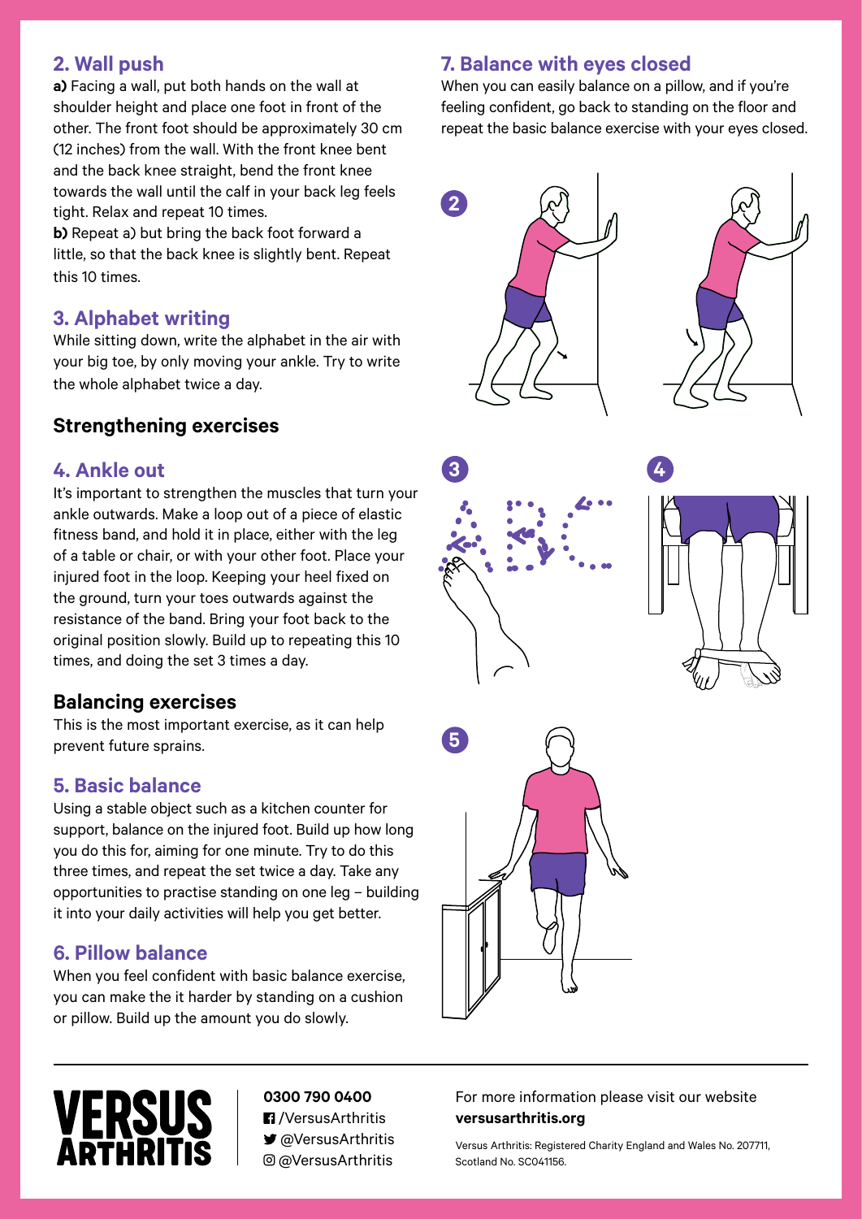## 2. Wall push

**a)** Facing a wall, put both hands on the wall at shoulder height and place one foot in front of the other. The front foot should be approximately 30 cm (12 inches) from the wall. With the front knee bent and the back knee straight, bend the front knee towards the wall until the calf in your back leg feels tight. Relax and repeat 10 times.

**b)** Repeat a) but bring the back foot forward a little, so that the back knee is slightly bent. Repeat this 10 times.

## 3. Alphabet writing

While sitting down, write the alphabet in the air with your big toe, by only moving your ankle. Try to write the whole alphabet twice a day.

# Strengthening exercises

## 4. Ankle out

It's important to strengthen the muscles that turn your ankle outwards. Make a loop out of a piece of elastic fitness band, and hold it in place, either with the leg of a table or chair, or with your other foot. Place your injured foot in the loop. Keeping your heel fixed on the ground, turn your toes outwards against the resistance of the band. Bring your foot back to the original position slowly. Build up to repeating this 10 times, and doing the set 3 times a day.

# Balancing exercises

This is the most important exercise, as it can help prevent future sprains.

## 5. Basic balance

Using a stable object such as a kitchen counter for support, balance on the injured foot. Build up how long you do this for, aiming for one minute. Try to do this three times, and repeat the set twice a day. Take any opportunities to practise standing on one leg – building it into your daily activities will help you get better.

## 6. Pillow balance

When you feel confident with basic balance exercise, you can make the it harder by standing on a cushion or pillow. Build up the amount you do slowly.

## 7. Balance with eyes closed

When you can easily balance on a pillow, and if you're feeling confident, go back to standing on the floor and repeat the basic balance exercise with your eyes closed.

2

3

4

5

---

**VERSUS ARTHRITIS**

**0300 790 0400**
/VersusArthritis
@VersusArthritis
@VersusArthritis

For more information please visit our website **versusarthritis.org**

Versus Arthritis: Registered Charity England and Wales No. 207711, Scotland No. SC041156.